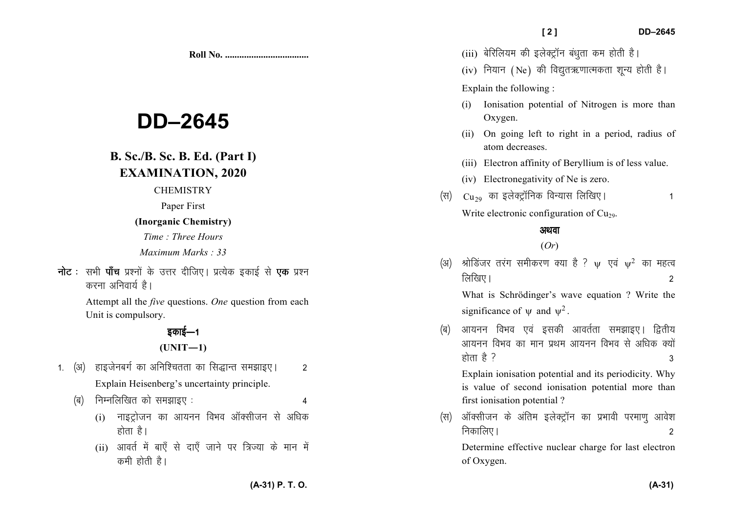**Roll No. ..................................**

# DD–2645

## B. Sc./B. Sc. B. Ed. (Part I) EXAMINATION, 2020

CHEMISTRY

Paper First

**(Inorganic Chemistry)**

*Time : Three Hours*

*Maximum Marks : 33*

**नोट :** सभी **पाँच** प्रश्नों के उत्तर दीजिए। प्रत्येक इकाई से **एक** प्रश्न करना अनिवार्य है।

Attempt all the *five* questions. *One* question from each Unit is compulsory.

### इकाई—1

### (UNIT—1)

1\. (अ) हाइजेनबर्ग का अनिश्चितता का सिद्धान्त समझाइए। 2

Explain Heisenberg's uncertainty principle.

(ब) निम्नलिखित को समझाइए : 4

(i) नाइट्रोजन का आयनन विभव ऑक्सीजन से अधिक होता है।

(ii) आवर्त में बाएँ से दाएँ जाने पर त्रिज्या के मान में कमी होती है।

(iii) बेरिलियम की इलेक्ट्रॉन बंधुता कम होती है।

(iv) नियान (Ne) की विद्युतऋणात्मकता शून्य होती है।

Explain the following :

(i) Ionisation potential of Nitrogen is more than Oxygen.

(ii) On going left to right in a period, radius of atom decreases.

(iii) Electron affinity of Beryllium is of less value.

(iv) Electronegativity of Ne is zero.

(स) $Cu_{29}$ का इलेक्ट्रॉनिक विन्यास लिखिए। 1

Write electronic configuration of $Cu_{29}$.

**अथवा**

(*Or*)

(अ) श्रोडिंजर तरंग समीकरण क्या है ? $\psi$ एवं $\psi^2$ का महत्व लिखिए। 2

What is Schrödinger's wave equation ? Write the significance of $\psi$ and $\psi^2$.

(ब) आयनन विभव एवं इसकी आवर्तता समझाइए। द्वितीय आयनन विभव का मान प्रथम आयनन विभव से अधिक क्यों होता है ? 3

Explain ionisation potential and its periodicity. Why is value of second ionisation potential more than first ionisation potential ?

(स) ऑक्सीजन के अंतिम इलेक्ट्रॉन का प्रभावी परमाणु आवेश निकालिए। 2

Determine effective nuclear charge for last electron of Oxygen.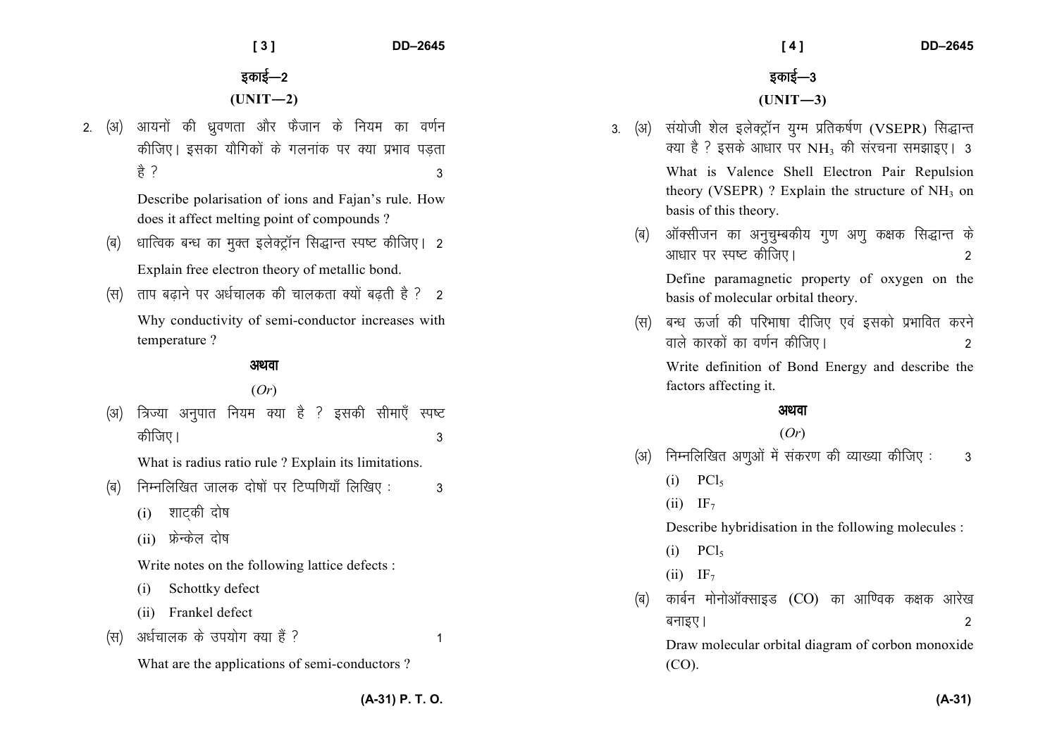## इकाई—2

## (UNIT—2)

2\. (अ) आयनों की ध्रुवणता और फैजान के नियम का वर्णन कीजिए। इसका यौगिकों के गलनांक पर क्या प्रभाव पड़ता है ? 3

Describe polarisation of ions and Fajan's rule. How does it affect melting point of compounds ?

(ब) धात्विक बन्ध का मुक्त इलेक्ट्रॉन सिद्धान्त स्पष्ट कीजिए। 2

Explain free electron theory of metallic bond.

(स) ताप बढ़ाने पर अर्धचालक की चालकता क्यों बढ़ती है ? 2

Why conductivity of semi-conductor increases with temperature ?

**अथवा**

(*Or*)

(अ) त्रिज्या अनुपात नियम क्या है ? इसकी सीमाएँ स्पष्ट कीजिए। 3

What is radius ratio rule ? Explain its limitations.

(ब) निम्नलिखित जालक दोषों पर टिप्पणियाँ लिखिए : 3

(i) शाट्की दोष

(ii) फ्रेन्केल दोष

Write notes on the following lattice defects :

(i) Schottky defect

(ii) Frankel defect

(स) अर्धचालक के उपयोग क्या हैं ? 1

What are the applications of semi-conductors ?

## इकाई—3

## (UNIT—3)

3\. (अ) संयोजी शेल इलेक्ट्रॉन युग्म प्रतिकर्षण (VSEPR) सिद्धान्त क्या है ? इसके आधार पर $NH_3$ की संरचना समझाइए। 3

What is Valence Shell Electron Pair Repulsion theory (VSEPR) ? Explain the structure of $NH_3$ on basis of this theory.

(ब) ऑक्सीजन का अनुचुम्बकीय गुण अणु कक्षक सिद्धान्त के आधार पर स्पष्ट कीजिए। 2

Define paramagnetic property of oxygen on the basis of molecular orbital theory.

(स) बन्ध ऊर्जा की परिभाषा दीजिए एवं इसको प्रभावित करने वाले कारकों का वर्णन कीजिए। 2

Write definition of Bond Energy and describe the factors affecting it.

**अथवा**

(*Or*)

(अ) निम्नलिखित अणुओं में संकरण की व्याख्या कीजिए : 3

(i) $PCl_5$

(ii) $IF_7$

Describe hybridisation in the following molecules :

(i) $PCl_5$

(ii) $IF_7$

(ब) कार्बन मोनोऑक्साइड (CO) का आण्विक कक्षक आरेख बनाइए। 2

Draw molecular orbital diagram of corbon monoxide (CO).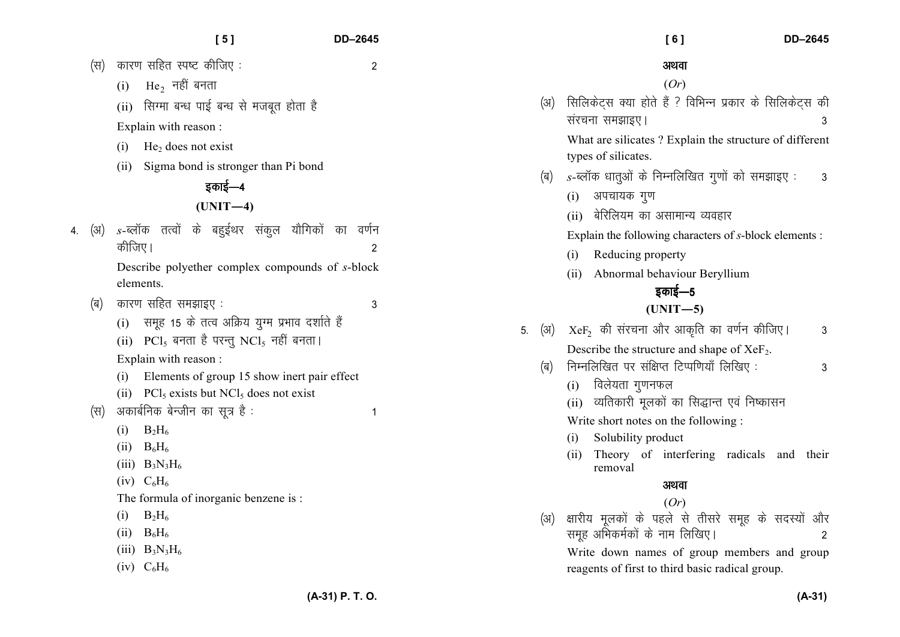(स) कारण सहित स्पष्ट कीजिए : 2

(i) $He_2$ नहीं बनता

(ii) सिग्मा बन्ध पाई बन्ध से मजबूत होता है

Explain with reason :

(i) $He_2$ does not exist

(ii) Sigma bond is stronger than Pi bond

## इकाई—4

## (UNIT—4)

4. (अ) *s*-ब्लॉक तत्वों के बहुईथर संकुल यौगिकों का वर्णन कीजिए। 2

Describe polyether complex compounds of *s*-block elements.

(ब) कारण सहित समझाइए : 3

(i) समूह 15 के तत्व अक्रिय युग्म प्रभाव दर्शाते हैं

(ii) $PCl_5$ बनता है परन्तु $NCl_5$ नहीं बनता।

Explain with reason :

(i) Elements of group 15 show inert pair effect

(ii) $PCl_5$ exists but $NCl_5$ does not exist

(स) अकार्बनिक बेन्जीन का सूत्र है : 1

(i) $B_2H_6$

(ii) $B_6H_6$

(iii) $B_3N_3H_6$

(iv) $C_6H_6$

The formula of inorganic benzene is :

(i) $B_2H_6$

(ii) $B_6H_6$

(iii) $B_3N_3H_6$

(iv) $C_6H_6$

अथवा

(*Or*)

(अ) सिलिकेट्स क्या होते हैं ? विभिन्न प्रकार के सिलिकेट्स की संरचना समझाइए। 3

What are silicates ? Explain the structure of different types of silicates.

(ब) *s*-ब्लॉक धातुओं के निम्नलिखित गुणों को समझाइए : 3

(i) अपचायक गुण

(ii) बेरिलियम का असामान्य व्यवहार

Explain the following characters of *s*-block elements :

(i) Reducing property

(ii) Abnormal behaviour Beryllium

## इकाई—5

## (UNIT—5)

5. (अ) $XeF_2$ की संरचना और आकृति का वर्णन कीजिए। 3

Describe the structure and shape of $XeF_2$.

(ब) निम्नलिखित पर संक्षिप्त टिप्पणियाँ लिखिए : 3

(i) विलेयता गुणनफल

(ii) व्यतिकारी मूलकों का सिद्धान्त एवं निष्कासन

Write short notes on the following :

(i) Solubility product

(ii) Theory of interfering radicals and their removal

अथवा

(*Or*)

(अ) क्षारीय मूलकों के पहले से तीसरे समूह के सदस्यों और समूह अभिकर्मकों के नाम लिखिए। 2

Write down names of group members and group reagents of first to third basic radical group.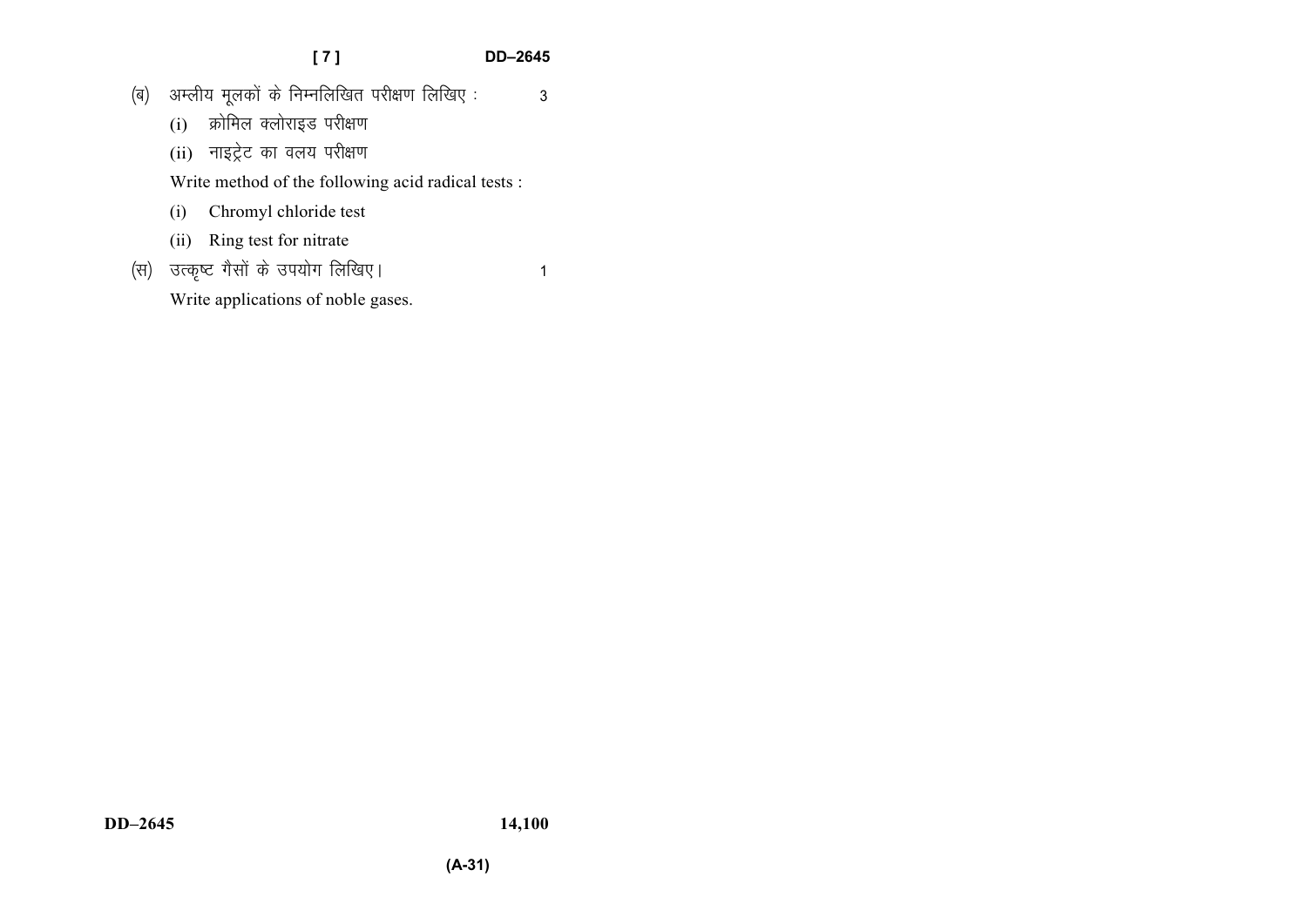(ब) अम्लीय मूलकों के निम्नलिखित परीक्षण लिखिए : 3

(i) क्रोमिल क्लोराइड परीक्षण

(ii) नाइट्रेट का वलय परीक्षण

Write method of the following acid radical tests :

(i) Chromyl chloride test

(ii) Ring test for nitrate

(स) उत्कृष्ट गैसों के उपयोग लिखिए। 1

Write applications of noble gases.

DD–2645 14,100

(A-31)